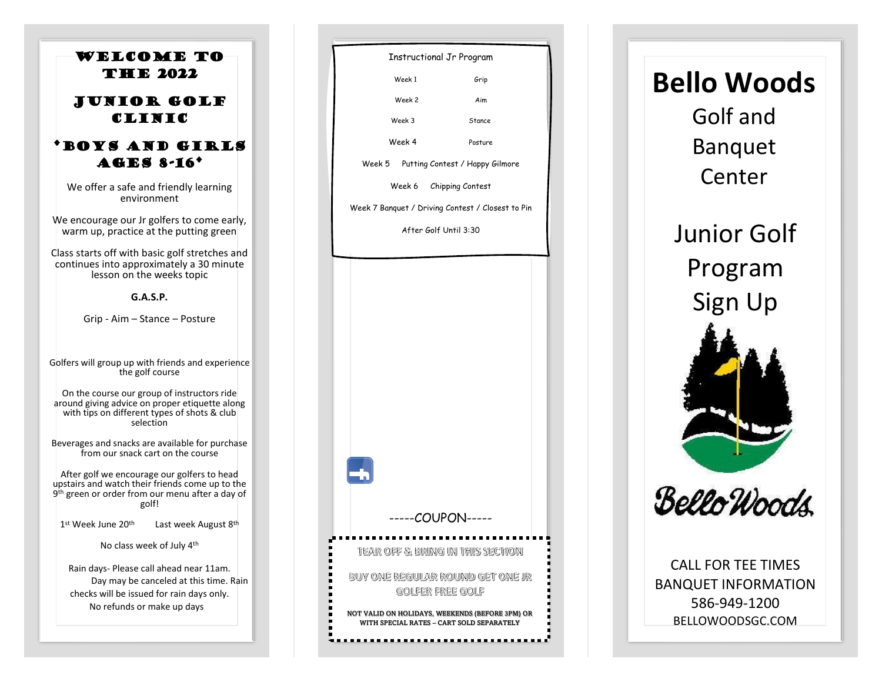# WELCOME TO THE 2022

# JUNIOR GOLF CLINIC

## *BOYS AND GIRLS AGES 8-16*

We offer a safe and friendly learning environment

We encourage our Jr golfers to come early, warm up, practice at the putting green

Class starts off with basic golf stretches and continues into approximately a 30 minute lesson on the weeks topic

**G.A.S.P.**

Grip - Aim – Stance – Posture

Golfers will group up with friends and experience the golf course

On the course our group of instructors ride around giving advice on proper etiquette along with tips on different types of shots & club selection

Beverages and snacks are available for purchase from our snack cart on the course

After golf we encourage our golfers to head upstairs and watch their friends come up to the 9th green or order from our menu after a day of golf!

1st Week June 20th    Last week August 8th

No class week of July 4th

Rain days- Please call ahead near 11am. Day may be canceled at this time. Rain checks will be issued for rain days only. No refunds or make up days

Instructional Jr Program

| Week | Topic |
| --- | --- |
| Week 1 | Grip |
| Week 2 | Aim |
| Week 3 | Stance |
| Week 4 | Posture |
| Week 5 | Putting Contest / Happy Gilmore |
| Week 6 | Chipping Contest |
| Week 7 | Banquet / Driving Contest / Closest to Pin |

After Golf Until 3:30

-----COUPON-----

TEAR OFF & BRING IN THIS SECTION

BUY ONE REGULAR ROUND GET ONE JR GOLFER FREE GOLF

NOT VALID ON HOLIDAYS, WEEKENDS (BEFORE 3PM) OR WITH SPECIAL RATES – CART SOLD SEPARATELY

# Bello Woods

## Golf and Banquet Center

## Junior Golf Program Sign Up

Bello Woods

CALL FOR TEE TIMES
BANQUET INFORMATION
586-949-1200
BELLOWOODSGC.COM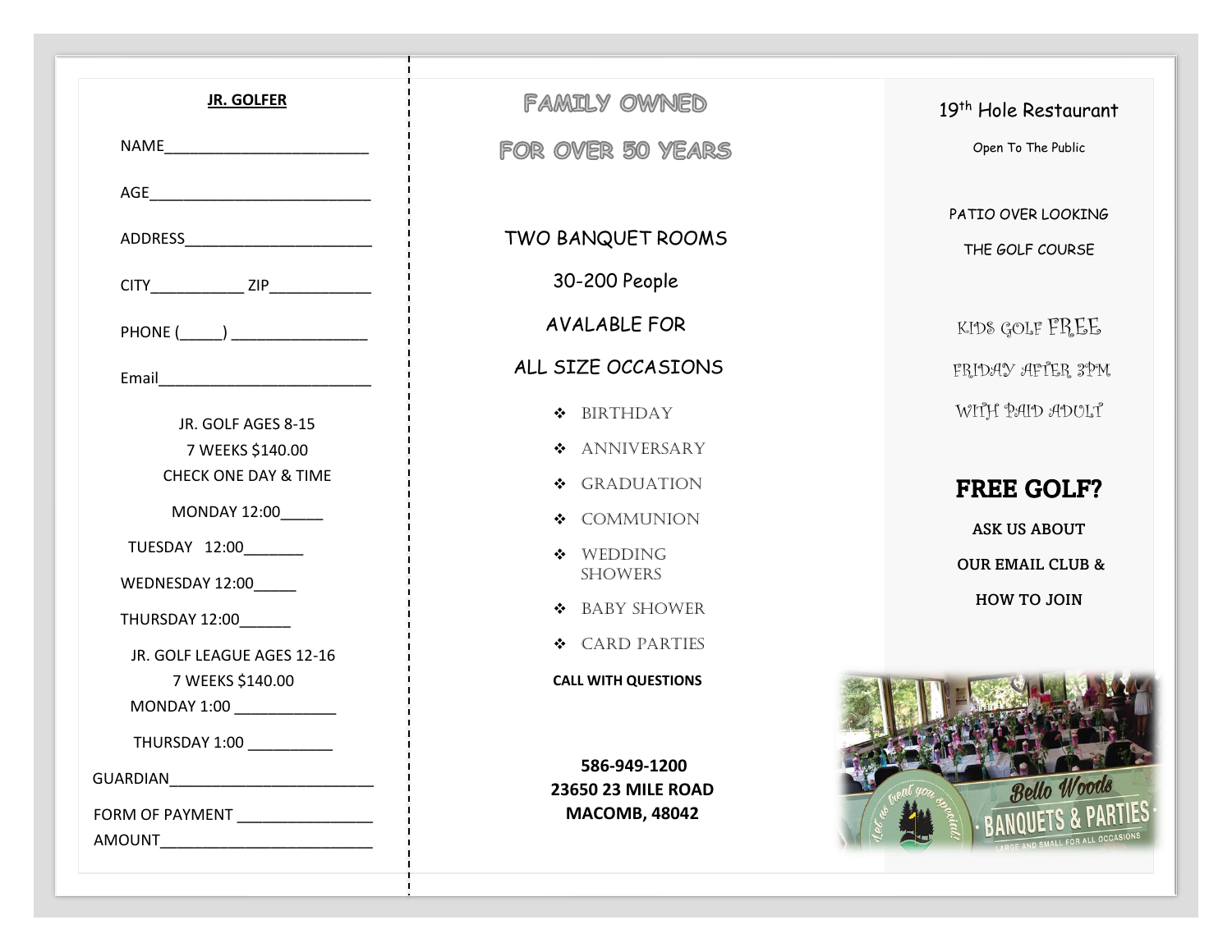## JR. GOLFER

NAME________________________

AGE__________________________

ADDRESS_____________________

CITY___________ ZIP____________

PHONE (_____) ________________

Email_________________________

JR. GOLF AGES 8-15

7 WEEKS $140.00

CHECK ONE DAY & TIME

MONDAY 12:00_____

TUESDAY 12:00_______

WEDNESDAY 12:00_____

THURSDAY 12:00______

JR. GOLF LEAGUE AGES 12-16

7 WEEKS $140.00

MONDAY 1:00 ____________

THURSDAY 1:00 __________

GUARDIAN________________________

FORM OF PAYMENT _______________

AMOUNT_________________________

## FAMILY OWNED

## FOR OVER 50 YEARS

TWO BANQUET ROOMS

30-200 People

AVALABLE FOR

ALL SIZE OCCASIONS

- BIRTHDAY
- ANNIVERSARY
- GRADUATION
- COMMUNION
- WEDDING SHOWERS
- BABY SHOWER
- CARD PARTIES

**CALL WITH QUESTIONS**

**586-949-1200**
**23650 23 MILE ROAD**
**MACOMB, 48042**

19th Hole Restaurant

Open To The Public

PATIO OVER LOOKING

THE GOLF COURSE

KIDS GOLF FREE

FRIDAY AFTER 3PM

WITH PAID ADULT

## FREE GOLF?

**ASK US ABOUT**

**OUR EMAIL CLUB &**

**HOW TO JOIN**